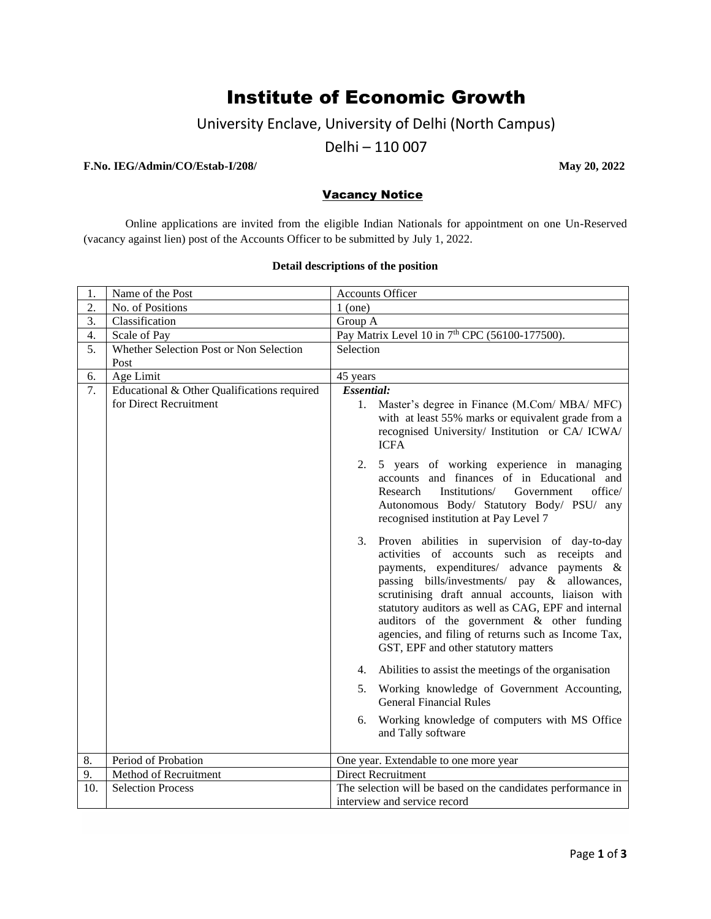# Institute of Economic Growth

University Enclave, University of Delhi (North Campus)

Delhi – 110 007

**F.No. IEG/Admin/CO/Estab-I/208/** **May 20, 2022**

## Vacancy Notice

Online applications are invited from the eligible Indian Nationals for appointment on one Un-Reserved (vacancy against lien) post of the Accounts Officer to be submitted by July 1, 2022.

**Detail descriptions of the position**

| | | |
|---|---|---|
| 1. | Name of the Post | Accounts Officer |
| 2. | No. of Positions | 1 (one) |
| 3. | Classification | Group A |
| 4. | Scale of Pay | Pay Matrix Level 10 in 7th CPC (56100-177500). |
| 5. | Whether Selection Post or Non Selection Post | Selection |
| 6. | Age Limit | 45 years |
| 7. | Educational & Other Qualifications required for Direct Recruitment | ***Essential:*** <br> 1. Master's degree in Finance (M.Com/ MBA/ MFC) with at least 55% marks or equivalent grade from a recognised University/ Institution or CA/ ICWA/ ICFA <br> 2. 5 years of working experience in managing accounts and finances of in Educational and Research Institutions/ Government office/ Autonomous Body/ Statutory Body/ PSU/ any recognised institution at Pay Level 7 <br> 3. Proven abilities in supervision of day-to-day activities of accounts such as receipts and payments, expenditures/ advance payments & passing bills/investments/ pay & allowances, scrutinising draft annual accounts, liaison with statutory auditors as well as CAG, EPF and internal auditors of the government & other funding agencies, and filing of returns such as Income Tax, GST, EPF and other statutory matters <br> 4. Abilities to assist the meetings of the organisation <br> 5. Working knowledge of Government Accounting, General Financial Rules <br> 6. Working knowledge of computers with MS Office and Tally software |
| 8. | Period of Probation | One year. Extendable to one more year |
| 9. | Method of Recruitment | Direct Recruitment |
| 10. | Selection Process | The selection will be based on the candidates performance in interview and service record |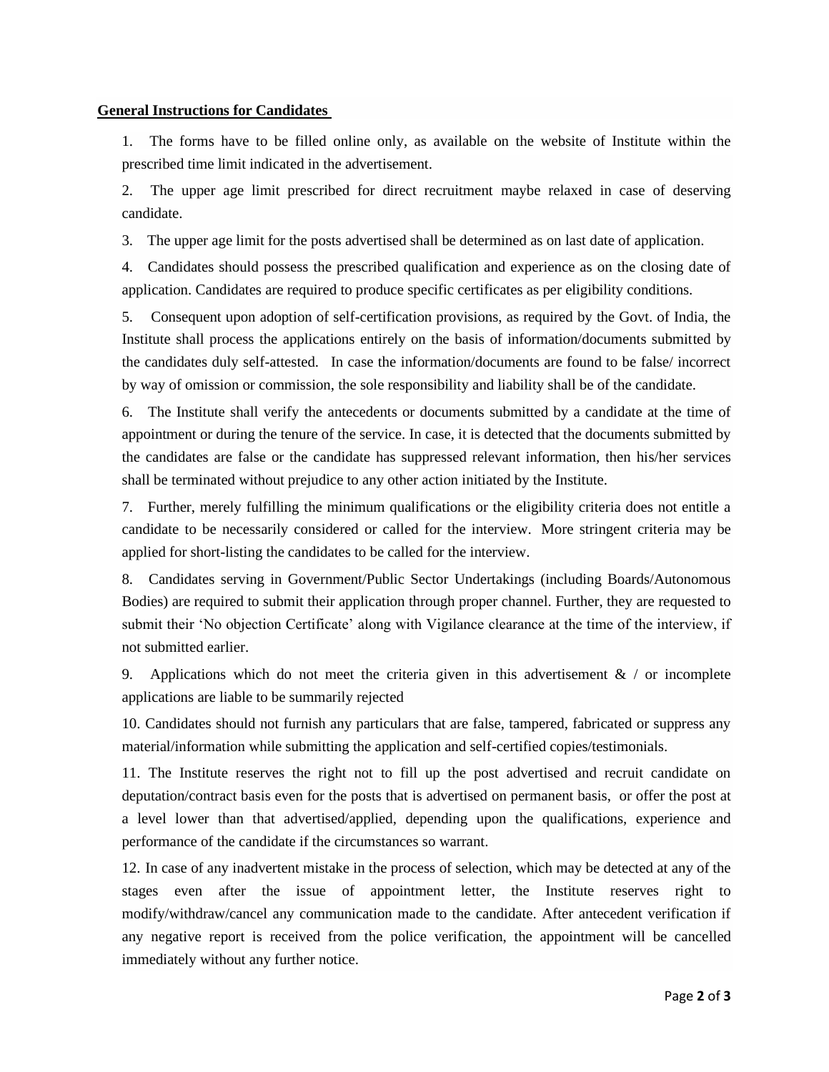**General Instructions for Candidates**

1. The forms have to be filled online only, as available on the website of Institute within the prescribed time limit indicated in the advertisement.

2. The upper age limit prescribed for direct recruitment maybe relaxed in case of deserving candidate.

3. The upper age limit for the posts advertised shall be determined as on last date of application.

4. Candidates should possess the prescribed qualification and experience as on the closing date of application. Candidates are required to produce specific certificates as per eligibility conditions.

5. Consequent upon adoption of self-certification provisions, as required by the Govt. of India, the Institute shall process the applications entirely on the basis of information/documents submitted by the candidates duly self-attested. In case the information/documents are found to be false/ incorrect by way of omission or commission, the sole responsibility and liability shall be of the candidate.

6. The Institute shall verify the antecedents or documents submitted by a candidate at the time of appointment or during the tenure of the service. In case, it is detected that the documents submitted by the candidates are false or the candidate has suppressed relevant information, then his/her services shall be terminated without prejudice to any other action initiated by the Institute.

7. Further, merely fulfilling the minimum qualifications or the eligibility criteria does not entitle a candidate to be necessarily considered or called for the interview. More stringent criteria may be applied for short-listing the candidates to be called for the interview.

8. Candidates serving in Government/Public Sector Undertakings (including Boards/Autonomous Bodies) are required to submit their application through proper channel. Further, they are requested to submit their 'No objection Certificate' along with Vigilance clearance at the time of the interview, if not submitted earlier.

9. Applications which do not meet the criteria given in this advertisement & / or incomplete applications are liable to be summarily rejected

10. Candidates should not furnish any particulars that are false, tampered, fabricated or suppress any material/information while submitting the application and self-certified copies/testimonials.

11. The Institute reserves the right not to fill up the post advertised and recruit candidate on deputation/contract basis even for the posts that is advertised on permanent basis, or offer the post at a level lower than that advertised/applied, depending upon the qualifications, experience and performance of the candidate if the circumstances so warrant.

12. In case of any inadvertent mistake in the process of selection, which may be detected at any of the stages even after the issue of appointment letter, the Institute reserves right to modify/withdraw/cancel any communication made to the candidate. After antecedent verification if any negative report is received from the police verification, the appointment will be cancelled immediately without any further notice.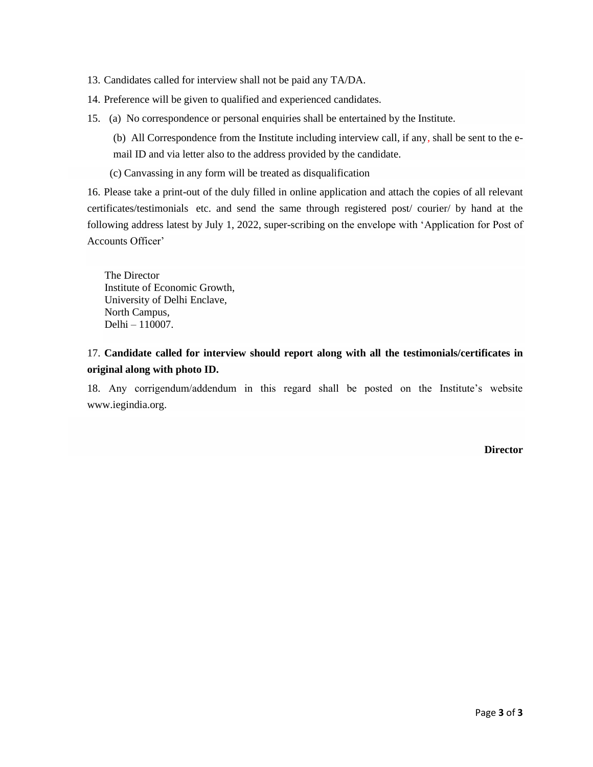13. Candidates called for interview shall not be paid any TA/DA.

14. Preference will be given to qualified and experienced candidates.

15. (a) No correspondence or personal enquiries shall be entertained by the Institute.

    (b) All Correspondence from the Institute including interview call, if any, shall be sent to the e-mail ID and via letter also to the address provided by the candidate.

    (c) Canvassing in any form will be treated as disqualification

16. Please take a print-out of the duly filled in online application and attach the copies of all relevant certificates/testimonials etc. and send the same through registered post/ courier/ by hand at the following address latest by July 1, 2022, super-scribing on the envelope with 'Application for Post of Accounts Officer'

    The Director
    Institute of Economic Growth,
    University of Delhi Enclave,
    North Campus,
    Delhi – 110007.

17. **Candidate called for interview should report along with all the testimonials/certificates in original along with photo ID.**

18. Any corrigendum/addendum in this regard shall be posted on the Institute's website www.iegindia.org.

**Director**